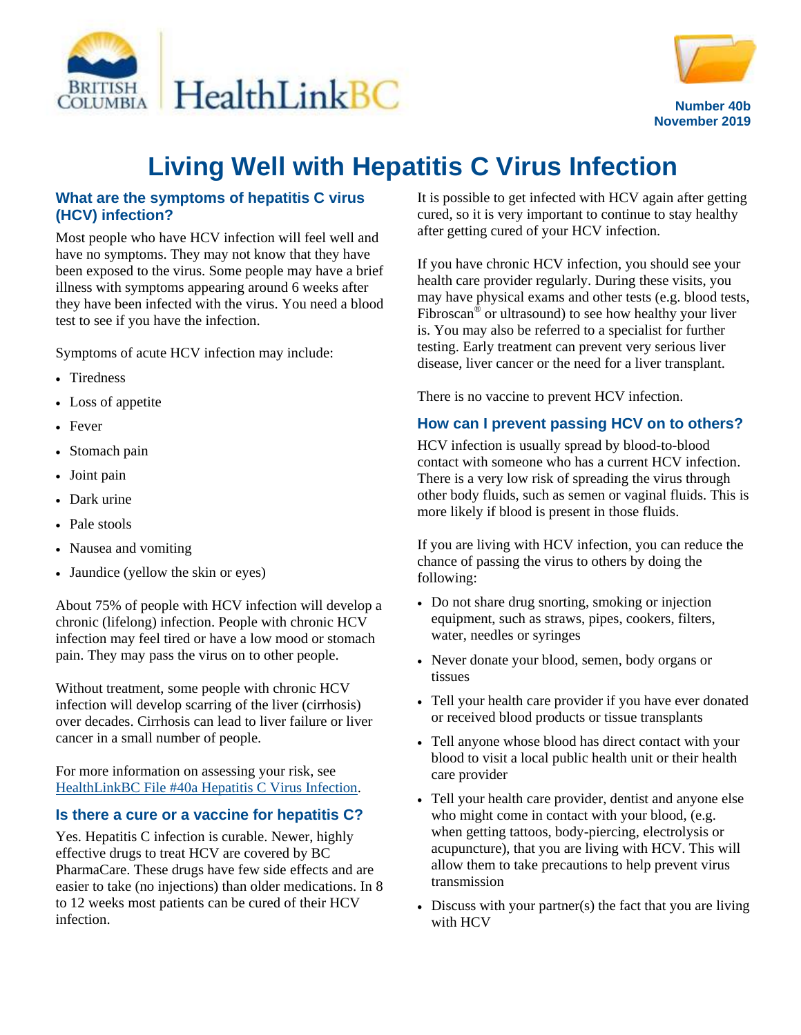BRITISH COLUMBIA HealthLinkBC

Number 40b
November 2019

# Living Well with Hepatitis C Virus Infection

## What are the symptoms of hepatitis C virus (HCV) infection?

Most people who have HCV infection will feel well and have no symptoms. They may not know that they have been exposed to the virus. Some people may have a brief illness with symptoms appearing around 6 weeks after they have been infected with the virus. You need a blood test to see if you have the infection.

Symptoms of acute HCV infection may include:

- Tiredness
- Loss of appetite
- Fever
- Stomach pain
- Joint pain
- Dark urine
- Pale stools
- Nausea and vomiting
- Jaundice (yellow the skin or eyes)

About 75% of people with HCV infection will develop a chronic (lifelong) infection. People with chronic HCV infection may feel tired or have a low mood or stomach pain. They may pass the virus on to other people.

Without treatment, some people with chronic HCV infection will develop scarring of the liver (cirrhosis) over decades. Cirrhosis can lead to liver failure or liver cancer in a small number of people.

For more information on assessing your risk, see HealthLinkBC File #40a Hepatitis C Virus Infection.

## Is there a cure or a vaccine for hepatitis C?

Yes. Hepatitis C infection is curable. Newer, highly effective drugs to treat HCV are covered by BC PharmaCare. These drugs have few side effects and are easier to take (no injections) than older medications. In 8 to 12 weeks most patients can be cured of their HCV infection.

It is possible to get infected with HCV again after getting cured, so it is very important to continue to stay healthy after getting cured of your HCV infection.

If you have chronic HCV infection, you should see your health care provider regularly. During these visits, you may have physical exams and other tests (e.g. blood tests, Fibroscan® or ultrasound) to see how healthy your liver is. You may also be referred to a specialist for further testing. Early treatment can prevent very serious liver disease, liver cancer or the need for a liver transplant.

There is no vaccine to prevent HCV infection.

## How can I prevent passing HCV on to others?

HCV infection is usually spread by blood-to-blood contact with someone who has a current HCV infection. There is a very low risk of spreading the virus through other body fluids, such as semen or vaginal fluids. This is more likely if blood is present in those fluids.

If you are living with HCV infection, you can reduce the chance of passing the virus to others by doing the following:

- Do not share drug snorting, smoking or injection equipment, such as straws, pipes, cookers, filters, water, needles or syringes
- Never donate your blood, semen, body organs or tissues
- Tell your health care provider if you have ever donated or received blood products or tissue transplants
- Tell anyone whose blood has direct contact with your blood to visit a local public health unit or their health care provider
- Tell your health care provider, dentist and anyone else who might come in contact with your blood, (e.g. when getting tattoos, body-piercing, electrolysis or acupuncture), that you are living with HCV. This will allow them to take precautions to help prevent virus transmission
- Discuss with your partner(s) the fact that you are living with HCV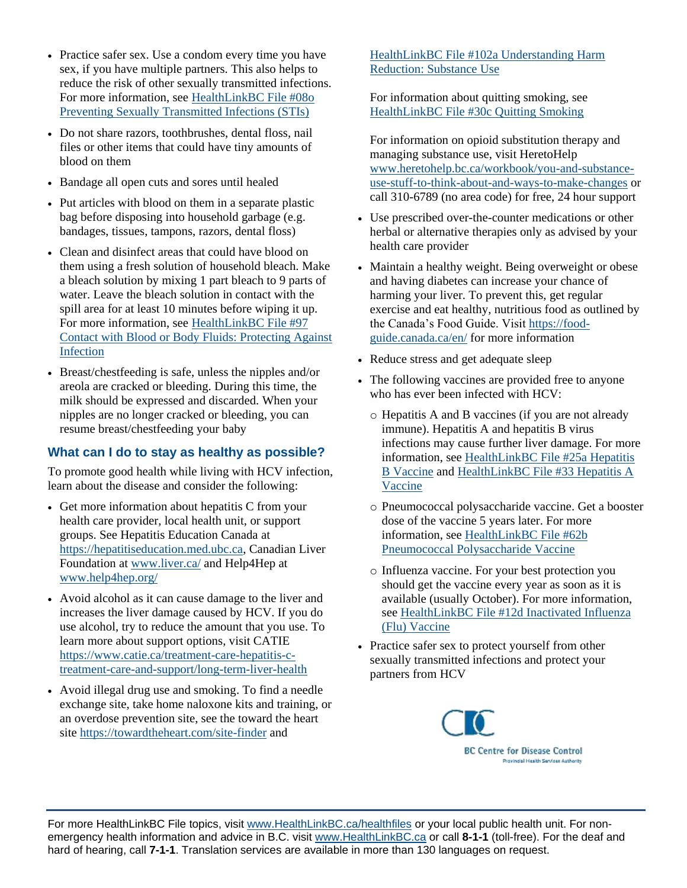- Practice safer sex. Use a condom every time you have sex, if you have multiple partners. This also helps to reduce the risk of other sexually transmitted infections. For more information, see [HealthLinkBC File #08o Preventing Sexually Transmitted Infections (STIs)]
- Do not share razors, toothbrushes, dental floss, nail files or other items that could have tiny amounts of blood on them
- Bandage all open cuts and sores until healed
- Put articles with blood on them in a separate plastic bag before disposing into household garbage (e.g. bandages, tissues, tampons, razors, dental floss)
- Clean and disinfect areas that could have blood on them using a fresh solution of household bleach. Make a bleach solution by mixing 1 part bleach to 9 parts of water. Leave the bleach solution in contact with the spill area for at least 10 minutes before wiping it up. For more information, see [HealthLinkBC File #97 Contact with Blood or Body Fluids: Protecting Against Infection]
- Breast/chestfeeding is safe, unless the nipples and/or areola are cracked or bleeding. During this time, the milk should be expressed and discarded. When your nipples are no longer cracked or bleeding, you can resume breast/chestfeeding your baby

## What can I do to stay as healthy as possible?

To promote good health while living with HCV infection, learn about the disease and consider the following:

- Get more information about hepatitis C from your health care provider, local health unit, or support groups. See Hepatitis Education Canada at https://hepatitiseducation.med.ubc.ca, Canadian Liver Foundation at www.liver.ca/ and Help4Hep at www.help4hep.org/
- Avoid alcohol as it can cause damage to the liver and increases the liver damage caused by HCV. If you do use alcohol, try to reduce the amount that you use. To learn more about support options, visit CATIE https://www.catie.ca/treatment-care-hepatitis-c-treatment-care-and-support/long-term-liver-health
- Avoid illegal drug use and smoking. To find a needle exchange site, take home naloxone kits and training, or an overdose prevention site, see the toward the heart site https://towardtheheart.com/site-finder and [HealthLinkBC File #102a Understanding Harm Reduction: Substance Use]

  For information about quitting smoking, see [HealthLinkBC File #30c Quitting Smoking]

  For information on opioid substitution therapy and managing substance use, visit HeretoHelp www.heretohelp.bc.ca/workbook/you-and-substance-use-stuff-to-think-about-and-ways-to-make-changes or call 310-6789 (no area code) for free, 24 hour support
- Use prescribed over-the-counter medications or other herbal or alternative therapies only as advised by your health care provider
- Maintain a healthy weight. Being overweight or obese and having diabetes can increase your chance of harming your liver. To prevent this, get regular exercise and eat healthy, nutritious food as outlined by the Canada's Food Guide. Visit https://food-guide.canada.ca/en/ for more information
- Reduce stress and get adequate sleep
- The following vaccines are provided free to anyone who has ever been infected with HCV:
  - Hepatitis A and B vaccines (if you are not already immune). Hepatitis A and hepatitis B virus infections may cause further liver damage. For more information, see [HealthLinkBC File #25a Hepatitis B Vaccine] and [HealthLinkBC File #33 Hepatitis A Vaccine]
  - Pneumococcal polysaccharide vaccine. Get a booster dose of the vaccine 5 years later. For more information, see [HealthLinkBC File #62b Pneumococcal Polysaccharide Vaccine]
  - Influenza vaccine. For your best protection you should get the vaccine every year as soon as it is available (usually October). For more information, see [HealthLinkBC File #12d Inactivated Influenza (Flu) Vaccine]
- Practice safer sex to protect yourself from other sexually transmitted infections and protect your partners from HCV

BC Centre for Disease Control
Provincial Health Services Authority

For more HealthLinkBC File topics, visit www.HealthLinkBC.ca/healthfiles or your local public health unit. For non-emergency health information and advice in B.C. visit www.HealthLinkBC.ca or call **8-1-1** (toll-free). For the deaf and hard of hearing, call **7-1-1**. Translation services are available in more than 130 languages on request.